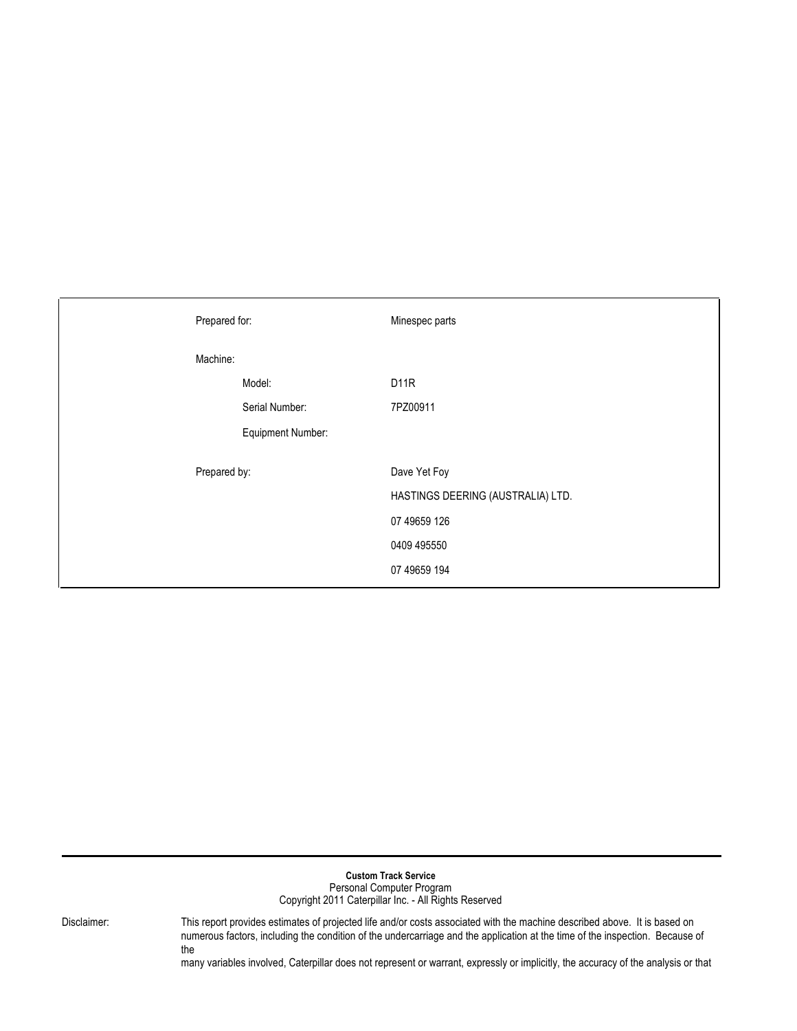| | |
|---|---|
| Prepared for: | Minespec parts |
| Machine: | |
| Model: | D11R |
| Serial Number: | 7PZ00911 |
| Equipment Number: | |
| Prepared by: | Dave Yet Foy |
| | HASTINGS DEERING (AUSTRALIA) LTD. |
| | 07 49659 126 |
| | 0409 495550 |
| | 07 49659 194 |

**Custom Track Service**
Personal Computer Program
Copyright 2011 Caterpillar Inc. - All Rights Reserved

Disclaimer: This report provides estimates of projected life and/or costs associated with the machine described above. It is based on numerous factors, including the condition of the undercarriage and the application at the time of the inspection. Because of the
many variables involved, Caterpillar does not represent or warrant, expressly or implicitly, the accuracy of the analysis or that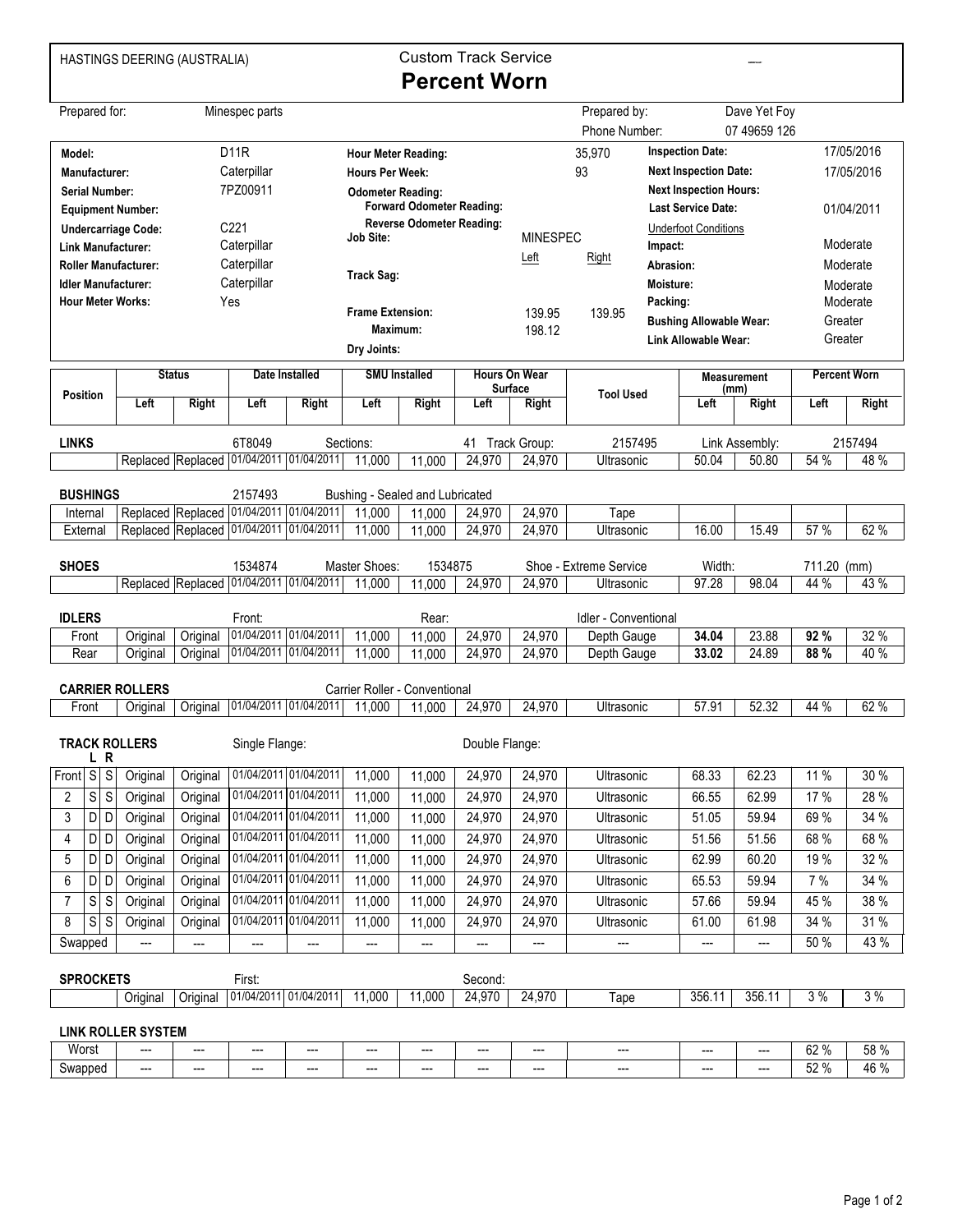HASTINGS DEERING (AUSTRALIA)

# Custom Track Service
# Percent Worn

| | | | |
|---|---|---|---|
| Prepared for: | Minespec parts | Prepared by: | Dave Yet Foy |
| | | Phone Number: | 07 49659 126 |

| | | | | | | | |
|---|---|---|---|---|---|---|---|
| **Model:** | D11R | **Hour Meter Reading:** | 35,970 | | | **Inspection Date:** | 17/05/2016 |
| **Manufacturer:** | Caterpillar | **Hours Per Week:** | 93 | | | **Next Inspection Date:** | 17/05/2016 |
| **Serial Number:** | 7PZ00911 | **Odometer Reading:** | | | | **Next Inspection Hours:** | |
| **Equipment Number:** | | **Forward Odometer Reading:** | | | | **Last Service Date:** | 01/04/2011 |
| **Undercarriage Code:** | C221 | **Reverse Odometer Reading:** | | | | Underfoot Conditions | |
| **Link Manufacturer:** | Caterpillar | **Job Site:** | MINESPEC | | | **Impact:** | Moderate |
| **Roller Manufacturer:** | Caterpillar | | Left | Right | | **Abrasion:** | Moderate |
| **Idler Manufacturer:** | Caterpillar | **Track Sag:** | | | | **Moisture:** | Moderate |
| **Hour Meter Works:** | Yes | | | | | **Packing:** | Moderate |
| | | **Frame Extension:** | 139.95 | 139.95 | | **Bushing Allowable Wear:** | Greater |
| | | **Maximum:** | 198.12 | | | **Link Allowable Wear:** | Greater |
| | | **Dry Joints:** | | | | | |

| Position | Status | | Date Installed | | SMU Installed | | Hours On Wear Surface | | Tool Used | Measurement (mm) | | Percent Worn | |
|---|---|---|---|---|---|---|---|---|---|---|---|---|---|
| | Left | Right | Left | Right | Left | Right | Left | Right | | Left | Right | Left | Right |
| **LINKS** | | | 6T8049 | | Sections: | | 41 | Track Group: | 2157495 | Link Assembly: | | 2157494 | |
| | Replaced | Replaced | 01/04/2011 | 01/04/2011 | 11,000 | 11,000 | 24,970 | 24,970 | Ultrasonic | 50.04 | 50.80 | 54 % | 48 % |
| **BUSHINGS** | | | 2157493 | | Bushing - Sealed and Lubricated | | | | | | | | |
| Internal | Replaced | Replaced | 01/04/2011 | 01/04/2011 | 11,000 | 11,000 | 24,970 | 24,970 | Tape | | | | |
| External | Replaced | Replaced | 01/04/2011 | 01/04/2011 | 11,000 | 11,000 | 24,970 | 24,970 | Ultrasonic | 16.00 | 15.49 | 57 % | 62 % |
| **SHOES** | | | 1534874 | | Master Shoes: | 1534875 | | Shoe - Extreme Service | | Width: | | 711.20 (mm) | |
| | Replaced | Replaced | 01/04/2011 | 01/04/2011 | 11,000 | 11,000 | 24,970 | 24,970 | Ultrasonic | 97.28 | 98.04 | 44 % | 43 % |
| **IDLERS** | | | Front: | | | Rear: | | | Idler - Conventional | | | | |
| Front | Original | Original | 01/04/2011 | 01/04/2011 | 11,000 | 11,000 | 24,970 | 24,970 | Depth Gauge | **34.04** | 23.88 | **92 %** | 32 % |
| Rear | Original | Original | 01/04/2011 | 01/04/2011 | 11,000 | 11,000 | 24,970 | 24,970 | Depth Gauge | **33.02** | 24.89 | **88 %** | 40 % |
| **CARRIER ROLLERS** | | | | | Carrier Roller - Conventional | | | | | | | | |
| Front | Original | Original | 01/04/2011 | 01/04/2011 | 11,000 | 11,000 | 24,970 | 24,970 | Ultrasonic | 57.91 | 52.32 | 44 % | 62 % |
| **TRACK ROLLERS** (L R) | | | Single Flange: | | | | Double Flange: | | | | | | |
| Front S S | Original | Original | 01/04/2011 | 01/04/2011 | 11,000 | 11,000 | 24,970 | 24,970 | Ultrasonic | 68.33 | 62.23 | 11 % | 30 % |
| 2 S S | Original | Original | 01/04/2011 | 01/04/2011 | 11,000 | 11,000 | 24,970 | 24,970 | Ultrasonic | 66.55 | 62.99 | 17 % | 28 % |
| 3 D D | Original | Original | 01/04/2011 | 01/04/2011 | 11,000 | 11,000 | 24,970 | 24,970 | Ultrasonic | 51.05 | 59.94 | 69 % | 34 % |
| 4 D D | Original | Original | 01/04/2011 | 01/04/2011 | 11,000 | 11,000 | 24,970 | 24,970 | Ultrasonic | 51.56 | 51.56 | 68 % | 68 % |
| 5 D D | Original | Original | 01/04/2011 | 01/04/2011 | 11,000 | 11,000 | 24,970 | 24,970 | Ultrasonic | 62.99 | 60.20 | 19 % | 32 % |
| 6 D D | Original | Original | 01/04/2011 | 01/04/2011 | 11,000 | 11,000 | 24,970 | 24,970 | Ultrasonic | 65.53 | 59.94 | 7 % | 34 % |
| 7 S S | Original | Original | 01/04/2011 | 01/04/2011 | 11,000 | 11,000 | 24,970 | 24,970 | Ultrasonic | 57.66 | 59.94 | 45 % | 38 % |
| 8 S S | Original | Original | 01/04/2011 | 01/04/2011 | 11,000 | 11,000 | 24,970 | 24,970 | Ultrasonic | 61.00 | 61.98 | 34 % | 31 % |
| Swapped | --- | --- | --- | --- | --- | --- | --- | --- | --- | --- | --- | 50 % | 43 % |
| **SPROCKETS** | | | First: | | | | Second: | | | | | | |
| | Original | Original | 01/04/2011 | 01/04/2011 | 11,000 | 11,000 | 24,970 | 24,970 | Tape | 356.11 | 356.11 | 3 % | 3 % |
| **LINK ROLLER SYSTEM** | | | | | | | | | | | | | |
| Worst | --- | --- | --- | --- | --- | --- | --- | --- | --- | --- | --- | 62 % | 58 % |
| Swapped | --- | --- | --- | --- | --- | --- | --- | --- | --- | --- | --- | 52 % | 46 % |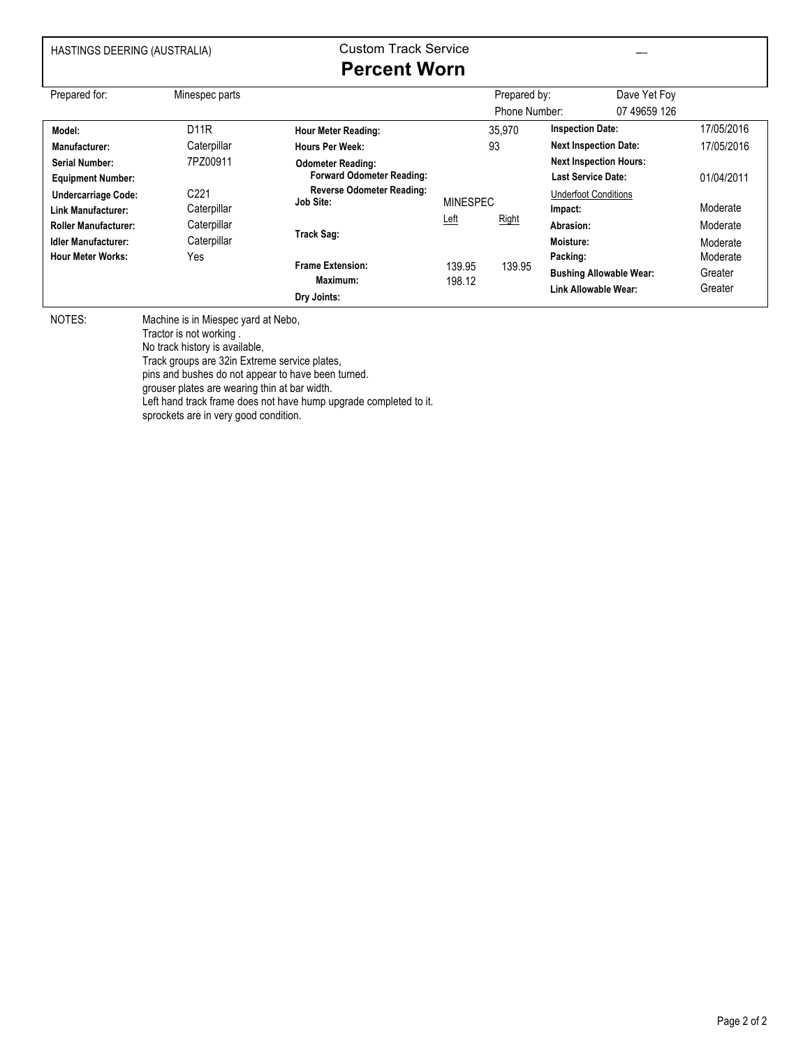HASTINGS DEERING (AUSTRALIA)

Custom Track Service

# Percent Worn

| | | | |
|---|---|---|---|
| Prepared for: | Minespec parts | Prepared by: | Dave Yet Foy |
| | | Phone Number: | 07 49659 126 |

| | | | | | | |
|---|---|---|---|---|---|---|
| **Model:** | D11R | **Hour Meter Reading:** | 35,970 | | **Inspection Date:** | 17/05/2016 |
| **Manufacturer:** | Caterpillar | **Hours Per Week:** | 93 | | **Next Inspection Date:** | 17/05/2016 |
| **Serial Number:** | 7PZ00911 | **Odometer Reading:** | | | **Next Inspection Hours:** | |
| **Equipment Number:** | | **Forward Odometer Reading:** | | | **Last Service Date:** | 01/04/2011 |
| **Undercarriage Code:** | C221 | **Reverse Odometer Reading:** | | | Underfoot Conditions | |
| **Link Manufacturer:** | Caterpillar | **Job Site:** | MINESPEC | | **Impact:** | Moderate |
| **Roller Manufacturer:** | Caterpillar | | Left | Right | **Abrasion:** | Moderate |
| **Idler Manufacturer:** | Caterpillar | **Track Sag:** | | | **Moisture:** | Moderate |
| **Hour Meter Works:** | Yes | | | | **Packing:** | Moderate |
| | | **Frame Extension:** | 139.95 | 139.95 | **Bushing Allowable Wear:** | Greater |
| | | **Maximum:** | 198.12 | | **Link Allowable Wear:** | Greater |
| | | **Dry Joints:** | | | | |

NOTES:

Machine is in Miespec yard at Nebo,
Tractor is not working .
No track history is available,
Track groups are 32in Extreme service plates,
pins and bushes do not appear to have been turned.
grouser plates are wearing thin at bar width.
Left hand track frame does not have hump upgrade completed to it.
sprockets are in very good condition.